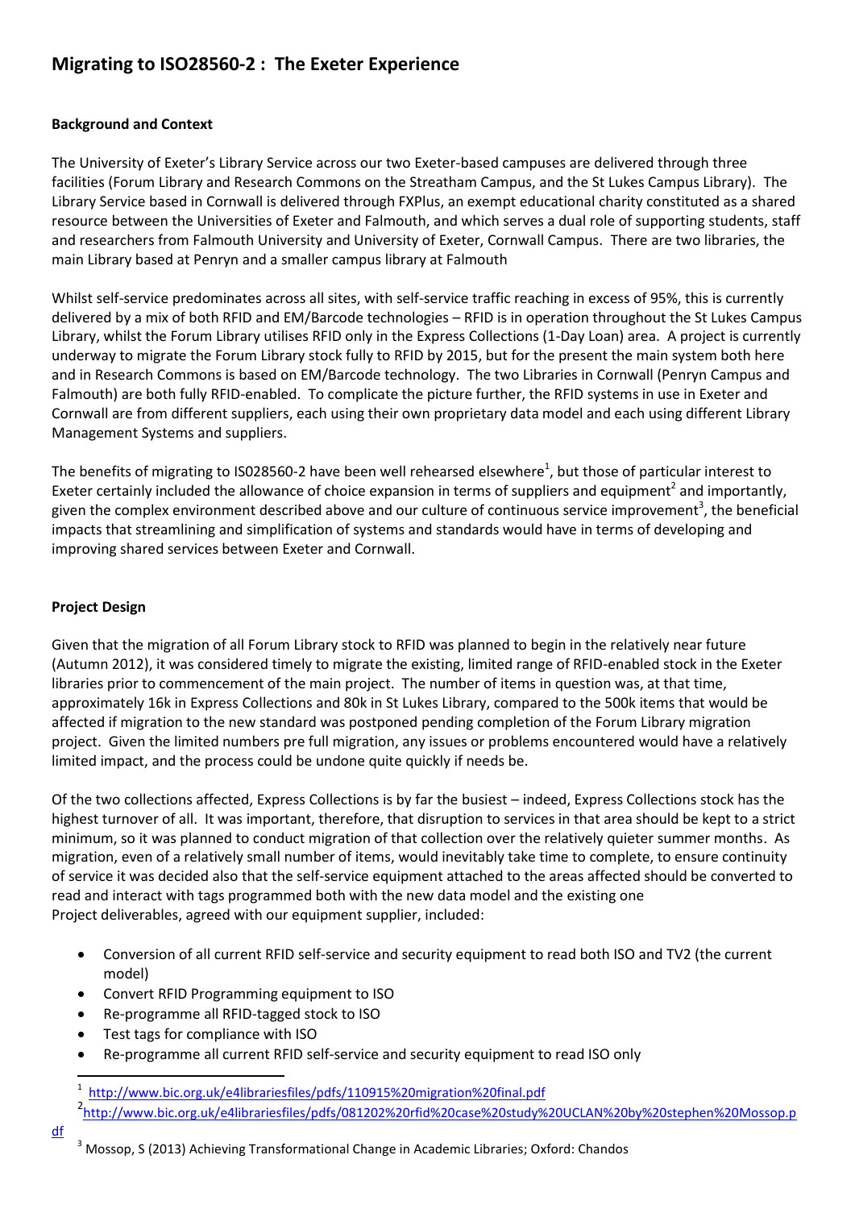# Migrating to ISO28560-2 : The Exeter Experience

**Background and Context**

The University of Exeter's Library Service across our two Exeter-based campuses are delivered through three facilities (Forum Library and Research Commons on the Streatham Campus, and the St Lukes Campus Library). The Library Service based in Cornwall is delivered through FXPlus, an exempt educational charity constituted as a shared resource between the Universities of Exeter and Falmouth, and which serves a dual role of supporting students, staff and researchers from Falmouth University and University of Exeter, Cornwall Campus. There are two libraries, the main Library based at Penryn and a smaller campus library at Falmouth

Whilst self-service predominates across all sites, with self-service traffic reaching in excess of 95%, this is currently delivered by a mix of both RFID and EM/Barcode technologies – RFID is in operation throughout the St Lukes Campus Library, whilst the Forum Library utilises RFID only in the Express Collections (1-Day Loan) area. A project is currently underway to migrate the Forum Library stock fully to RFID by 2015, but for the present the main system both here and in Research Commons is based on EM/Barcode technology. The two Libraries in Cornwall (Penryn Campus and Falmouth) are both fully RFID-enabled. To complicate the picture further, the RFID systems in use in Exeter and Cornwall are from different suppliers, each using their own proprietary data model and each using different Library Management Systems and suppliers.

The benefits of migrating to IS028560-2 have been well rehearsed elsewhere[1], but those of particular interest to Exeter certainly included the allowance of choice expansion in terms of suppliers and equipment[2] and importantly, given the complex environment described above and our culture of continuous service improvement[3], the beneficial impacts that streamlining and simplification of systems and standards would have in terms of developing and improving shared services between Exeter and Cornwall.

**Project Design**

Given that the migration of all Forum Library stock to RFID was planned to begin in the relatively near future (Autumn 2012), it was considered timely to migrate the existing, limited range of RFID-enabled stock in the Exeter libraries prior to commencement of the main project. The number of items in question was, at that time, approximately 16k in Express Collections and 80k in St Lukes Library, compared to the 500k items that would be affected if migration to the new standard was postponed pending completion of the Forum Library migration project. Given the limited numbers pre full migration, any issues or problems encountered would have a relatively limited impact, and the process could be undone quite quickly if needs be.

Of the two collections affected, Express Collections is by far the busiest – indeed, Express Collections stock has the highest turnover of all. It was important, therefore, that disruption to services in that area should be kept to a strict minimum, so it was planned to conduct migration of that collection over the relatively quieter summer months. As migration, even of a relatively small number of items, would inevitably take time to complete, to ensure continuity of service it was decided also that the self-service equipment attached to the areas affected should be converted to read and interact with tags programmed both with the new data model and the existing one
Project deliverables, agreed with our equipment supplier, included:

- Conversion of all current RFID self-service and security equipment to read both ISO and TV2 (the current model)
- Convert RFID Programming equipment to ISO
- Re-programme all RFID-tagged stock to ISO
- Test tags for compliance with ISO
- Re-programme all current RFID self-service and security equipment to read ISO only

[1] http://www.bic.org.uk/e4librariesfiles/pdfs/110915%20migration%20final.pdf

[2] http://www.bic.org.uk/e4librariesfiles/pdfs/081202%20rfid%20case%20study%20UCLAN%20by%20stephen%20Mossop.pdf

[3] Mossop, S (2013) Achieving Transformational Change in Academic Libraries; Oxford: Chandos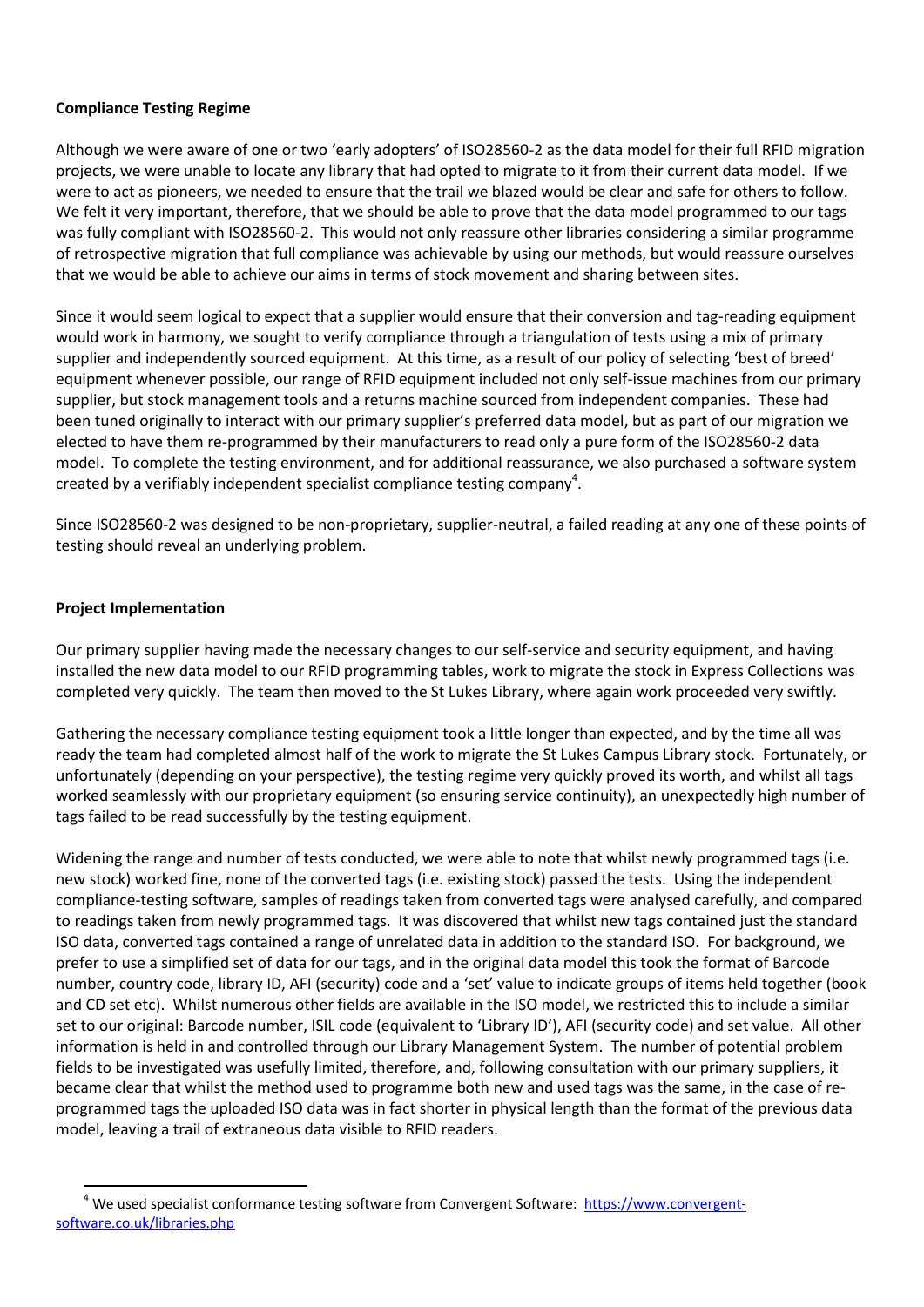**Compliance Testing Regime**

Although we were aware of one or two 'early adopters' of ISO28560-2 as the data model for their full RFID migration projects, we were unable to locate any library that had opted to migrate to it from their current data model. If we were to act as pioneers, we needed to ensure that the trail we blazed would be clear and safe for others to follow. We felt it very important, therefore, that we should be able to prove that the data model programmed to our tags was fully compliant with ISO28560-2. This would not only reassure other libraries considering a similar programme of retrospective migration that full compliance was achievable by using our methods, but would reassure ourselves that we would be able to achieve our aims in terms of stock movement and sharing between sites.

Since it would seem logical to expect that a supplier would ensure that their conversion and tag-reading equipment would work in harmony, we sought to verify compliance through a triangulation of tests using a mix of primary supplier and independently sourced equipment. At this time, as a result of our policy of selecting 'best of breed' equipment whenever possible, our range of RFID equipment included not only self-issue machines from our primary supplier, but stock management tools and a returns machine sourced from independent companies. These had been tuned originally to interact with our primary supplier's preferred data model, but as part of our migration we elected to have them re-programmed by their manufacturers to read only a pure form of the ISO28560-2 data model. To complete the testing environment, and for additional reassurance, we also purchased a software system created by a verifiably independent specialist compliance testing company[4].

Since ISO28560-2 was designed to be non-proprietary, supplier-neutral, a failed reading at any one of these points of testing should reveal an underlying problem.

**Project Implementation**

Our primary supplier having made the necessary changes to our self-service and security equipment, and having installed the new data model to our RFID programming tables, work to migrate the stock in Express Collections was completed very quickly. The team then moved to the St Lukes Library, where again work proceeded very swiftly.

Gathering the necessary compliance testing equipment took a little longer than expected, and by the time all was ready the team had completed almost half of the work to migrate the St Lukes Campus Library stock. Fortunately, or unfortunately (depending on your perspective), the testing regime very quickly proved its worth, and whilst all tags worked seamlessly with our proprietary equipment (so ensuring service continuity), an unexpectedly high number of tags failed to be read successfully by the testing equipment.

Widening the range and number of tests conducted, we were able to note that whilst newly programmed tags (i.e. new stock) worked fine, none of the converted tags (i.e. existing stock) passed the tests. Using the independent compliance-testing software, samples of readings taken from converted tags were analysed carefully, and compared to readings taken from newly programmed tags. It was discovered that whilst new tags contained just the standard ISO data, converted tags contained a range of unrelated data in addition to the standard ISO. For background, we prefer to use a simplified set of data for our tags, and in the original data model this took the format of Barcode number, country code, library ID, AFI (security) code and a 'set' value to indicate groups of items held together (book and CD set etc). Whilst numerous other fields are available in the ISO model, we restricted this to include a similar set to our original: Barcode number, ISIL code (equivalent to 'Library ID'), AFI (security code) and set value. All other information is held in and controlled through our Library Management System. The number of potential problem fields to be investigated was usefully limited, therefore, and, following consultation with our primary suppliers, it became clear that whilst the method used to programme both new and used tags was the same, in the case of re-programmed tags the uploaded ISO data was in fact shorter in physical length than the format of the previous data model, leaving a trail of extraneous data visible to RFID readers.

---

[4] We used specialist conformance testing software from Convergent Software: https://www.convergent-software.co.uk/libraries.php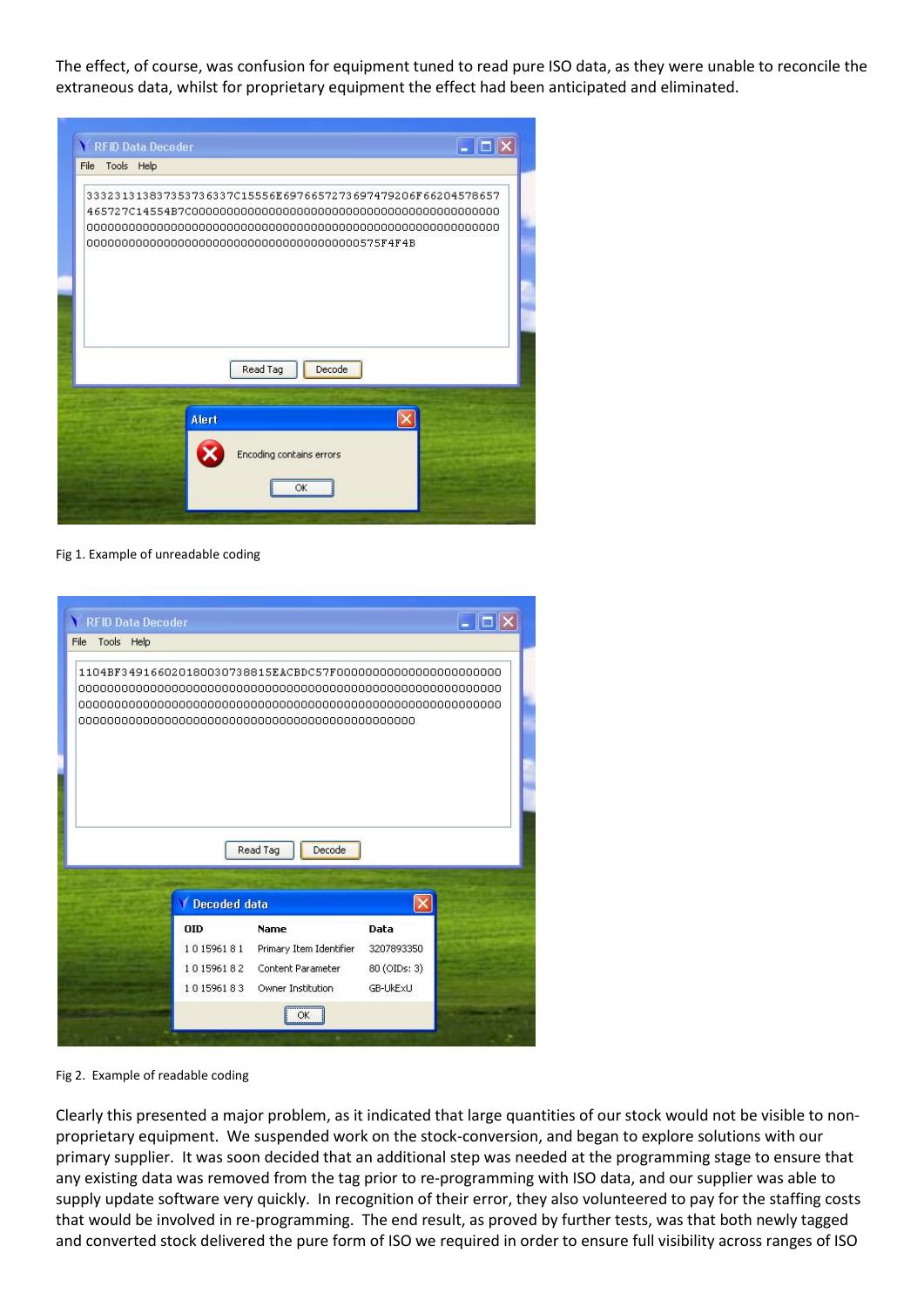The effect, of course, was confusion for equipment tuned to read pure ISO data, as they were unable to reconcile the extraneous data, whilst for proprietary equipment the effect had been anticipated and eliminated.

Fig 1. Example of unreadable coding

Fig 2. Example of readable coding

Clearly this presented a major problem, as it indicated that large quantities of our stock would not be visible to non-proprietary equipment. We suspended work on the stock-conversion, and began to explore solutions with our primary supplier. It was soon decided that an additional step was needed at the programming stage to ensure that any existing data was removed from the tag prior to re-programming with ISO data, and our supplier was able to supply update software very quickly. In recognition of their error, they also volunteered to pay for the staffing costs that would be involved in re-programming. The end result, as proved by further tests, was that both newly tagged and converted stock delivered the pure form of ISO we required in order to ensure full visibility across ranges of ISO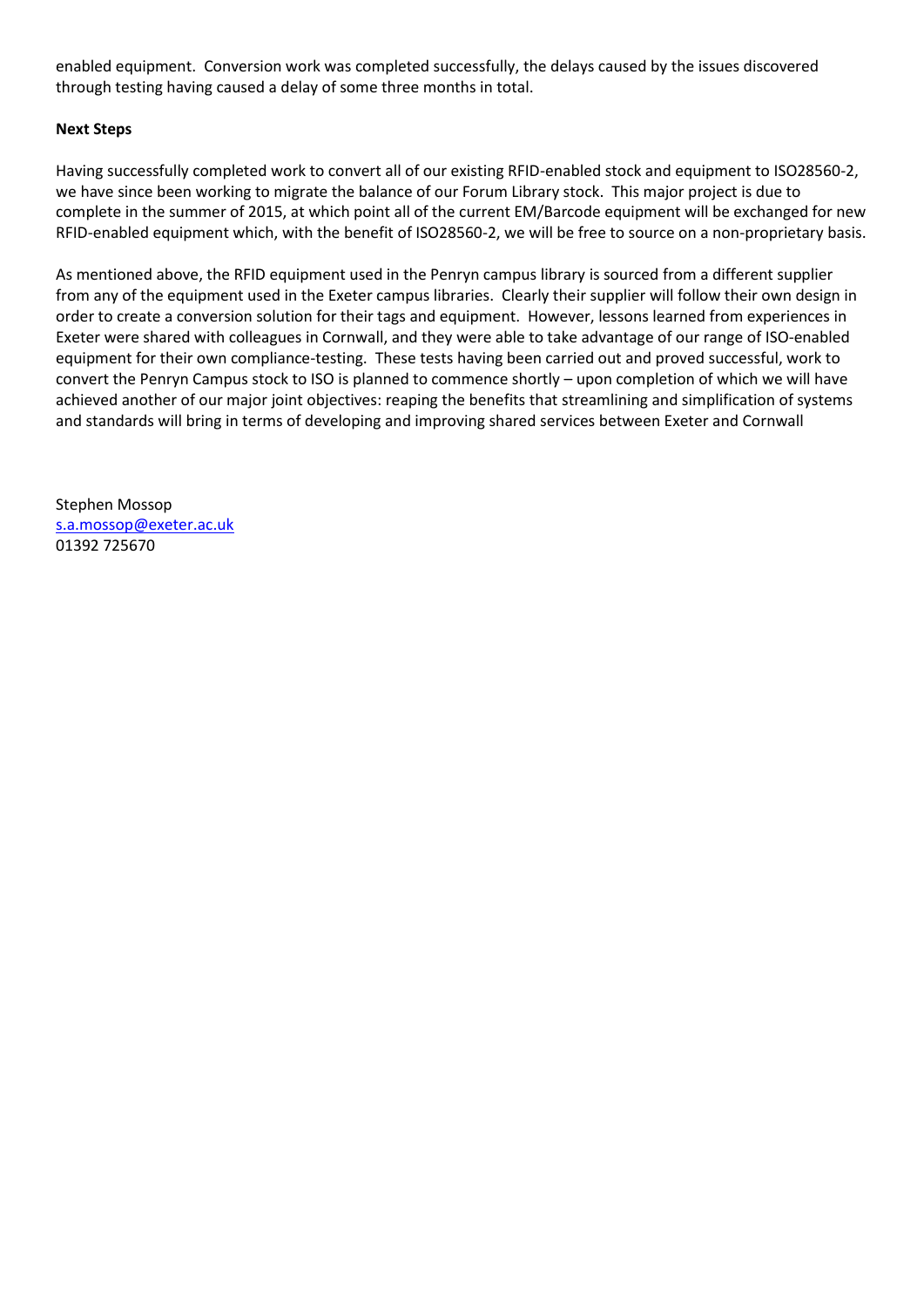enabled equipment. Conversion work was completed successfully, the delays caused by the issues discovered through testing having caused a delay of some three months in total.

**Next Steps**

Having successfully completed work to convert all of our existing RFID-enabled stock and equipment to ISO28560-2, we have since been working to migrate the balance of our Forum Library stock. This major project is due to complete in the summer of 2015, at which point all of the current EM/Barcode equipment will be exchanged for new RFID-enabled equipment which, with the benefit of ISO28560-2, we will be free to source on a non-proprietary basis.

As mentioned above, the RFID equipment used in the Penryn campus library is sourced from a different supplier from any of the equipment used in the Exeter campus libraries. Clearly their supplier will follow their own design in order to create a conversion solution for their tags and equipment. However, lessons learned from experiences in Exeter were shared with colleagues in Cornwall, and they were able to take advantage of our range of ISO-enabled equipment for their own compliance-testing. These tests having been carried out and proved successful, work to convert the Penryn Campus stock to ISO is planned to commence shortly – upon completion of which we will have achieved another of our major joint objectives: reaping the benefits that streamlining and simplification of systems and standards will bring in terms of developing and improving shared services between Exeter and Cornwall

Stephen Mossop
s.a.mossop@exeter.ac.uk
01392 725670